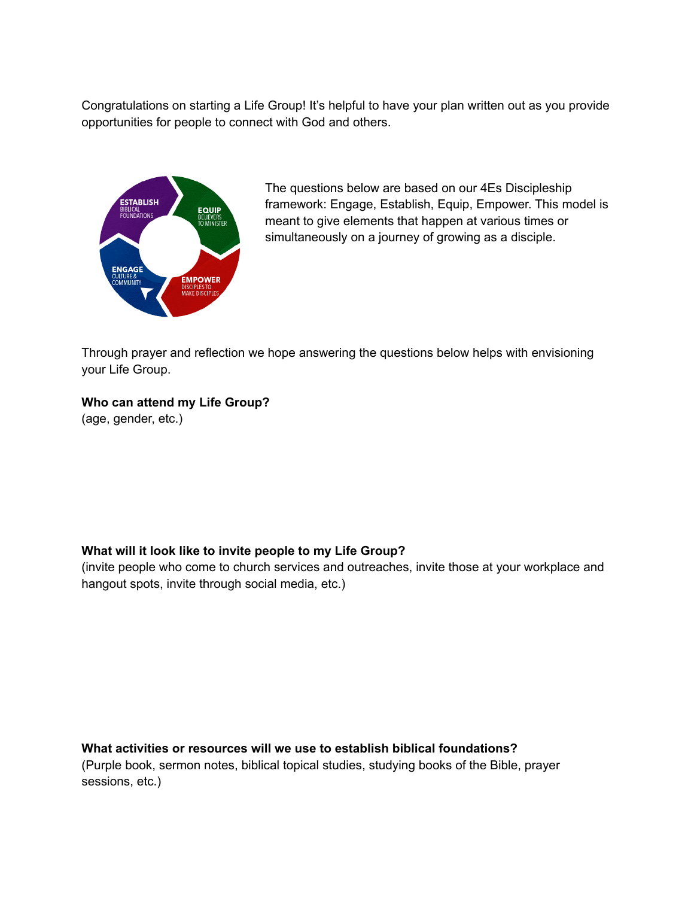Congratulations on starting a Life Group! It's helpful to have your plan written out as you provide opportunities for people to connect with God and others.

The questions below are based on our 4Es Discipleship framework: Engage, Establish, Equip, Empower. This model is meant to give elements that happen at various times or simultaneously on a journey of growing as a disciple.

Through prayer and reflection we hope answering the questions below helps with envisioning your Life Group.

**Who can attend my Life Group?**
(age, gender, etc.)

**What will it look like to invite people to my Life Group?**
(invite people who come to church services and outreaches, invite those at your workplace and hangout spots, invite through social media, etc.)

**What activities or resources will we use to establish biblical foundations?**
(Purple book, sermon notes, biblical topical studies, studying books of the Bible, prayer sessions, etc.)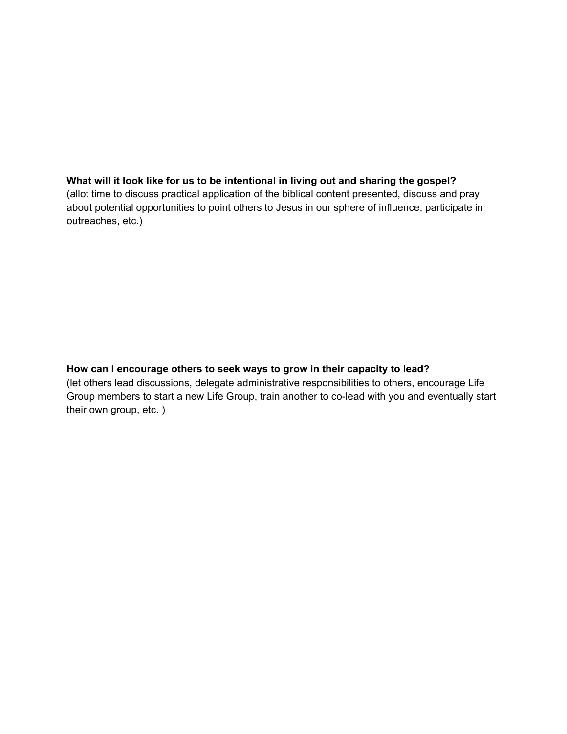**What will it look like for us to be intentional in living out and sharing the gospel?**
(allot time to discuss practical application of the biblical content presented, discuss and pray about potential opportunities to point others to Jesus in our sphere of influence, participate in outreaches, etc.)

**How can I encourage others to seek ways to grow in their capacity to lead?**
(let others lead discussions, delegate administrative responsibilities to others, encourage Life Group members to start a new Life Group, train another to co-lead with you and eventually start their own group, etc. )